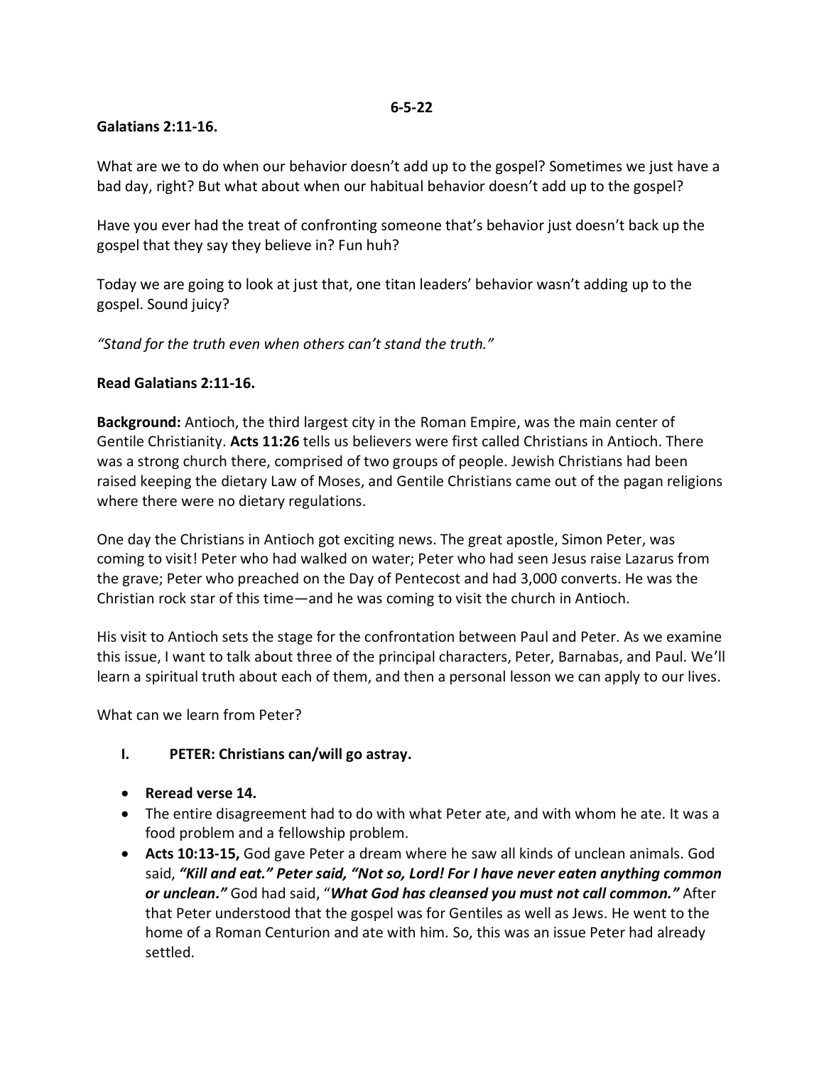**6-5-22**

**Galatians 2:11-16.**

What are we to do when our behavior doesn't add up to the gospel? Sometimes we just have a bad day, right? But what about when our habitual behavior doesn't add up to the gospel?

Have you ever had the treat of confronting someone that's behavior just doesn't back up the gospel that they say they believe in? Fun huh?

Today we are going to look at just that, one titan leaders' behavior wasn't adding up to the gospel. Sound juicy?

*"Stand for the truth even when others can't stand the truth."*

**Read Galatians 2:11-16.**

**Background:** Antioch, the third largest city in the Roman Empire, was the main center of Gentile Christianity. **Acts 11:26** tells us believers were first called Christians in Antioch. There was a strong church there, comprised of two groups of people. Jewish Christians had been raised keeping the dietary Law of Moses, and Gentile Christians came out of the pagan religions where there were no dietary regulations.

One day the Christians in Antioch got exciting news. The great apostle, Simon Peter, was coming to visit! Peter who had walked on water; Peter who had seen Jesus raise Lazarus from the grave; Peter who preached on the Day of Pentecost and had 3,000 converts. He was the Christian rock star of this time—and he was coming to visit the church in Antioch.

His visit to Antioch sets the stage for the confrontation between Paul and Peter. As we examine this issue, I want to talk about three of the principal characters, Peter, Barnabas, and Paul. We'll learn a spiritual truth about each of them, and then a personal lesson we can apply to our lives.

What can we learn from Peter?

## I. PETER: Christians can/will go astray.

- **Reread verse 14.**
- The entire disagreement had to do with what Peter ate, and with whom he ate. It was a food problem and a fellowship problem.
- **Acts 10:13-15,** God gave Peter a dream where he saw all kinds of unclean animals. God said, ***"Kill and eat." Peter said, "Not so, Lord! For I have never eaten anything common or unclean."*** God had said, "***What God has cleansed you must not call common."*** After that Peter understood that the gospel was for Gentiles as well as Jews. He went to the home of a Roman Centurion and ate with him. So, this was an issue Peter had already settled.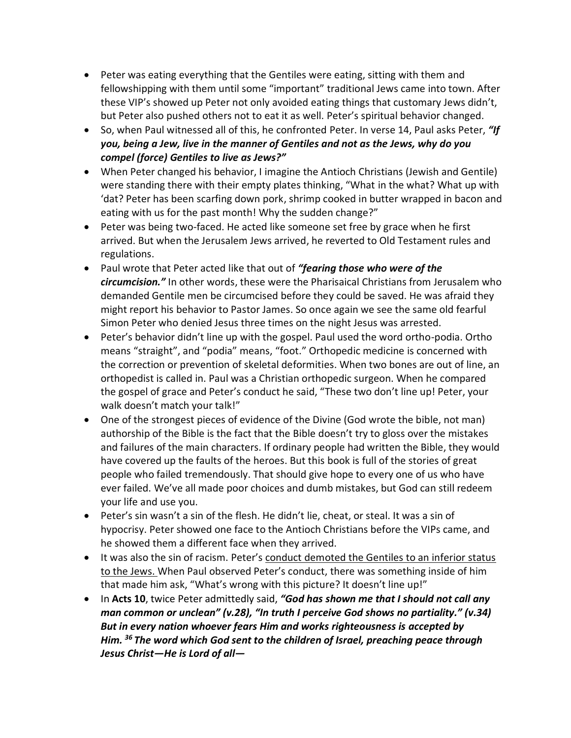- Peter was eating everything that the Gentiles were eating, sitting with them and fellowshipping with them until some "important" traditional Jews came into town. After these VIP's showed up Peter not only avoided eating things that customary Jews didn't, but Peter also pushed others not to eat it as well. Peter's spiritual behavior changed.
- So, when Paul witnessed all of this, he confronted Peter. In verse 14, Paul asks Peter, ***"If you, being a Jew, live in the manner of Gentiles and not as the Jews, why do you compel (force) Gentiles to live as Jews?"***
- When Peter changed his behavior, I imagine the Antioch Christians (Jewish and Gentile) were standing there with their empty plates thinking, "What in the what? What up with 'dat? Peter has been scarfing down pork, shrimp cooked in butter wrapped in bacon and eating with us for the past month! Why the sudden change?"
- Peter was being two-faced. He acted like someone set free by grace when he first arrived. But when the Jerusalem Jews arrived, he reverted to Old Testament rules and regulations.
- Paul wrote that Peter acted like that out of ***"fearing those who were of the circumcision."*** In other words, these were the Pharisaical Christians from Jerusalem who demanded Gentile men be circumcised before they could be saved. He was afraid they might report his behavior to Pastor James. So once again we see the same old fearful Simon Peter who denied Jesus three times on the night Jesus was arrested.
- Peter's behavior didn't line up with the gospel. Paul used the word ortho-podia. Ortho means "straight", and "podia" means, "foot." Orthopedic medicine is concerned with the correction or prevention of skeletal deformities. When two bones are out of line, an orthopedist is called in. Paul was a Christian orthopedic surgeon. When he compared the gospel of grace and Peter's conduct he said, "These two don't line up! Peter, your walk doesn't match your talk!"
- One of the strongest pieces of evidence of the Divine (God wrote the bible, not man) authorship of the Bible is the fact that the Bible doesn't try to gloss over the mistakes and failures of the main characters. If ordinary people had written the Bible, they would have covered up the faults of the heroes. But this book is full of the stories of great people who failed tremendously. That should give hope to every one of us who have ever failed. We've all made poor choices and dumb mistakes, but God can still redeem your life and use you.
- Peter's sin wasn't a sin of the flesh. He didn't lie, cheat, or steal. It was a sin of hypocrisy. Peter showed one face to the Antioch Christians before the VIPs came, and he showed them a different face when they arrived.
- It was also the sin of racism. Peter's <u>conduct demoted the Gentiles to an inferior status to the Jews.</u> When Paul observed Peter's conduct, there was something inside of him that made him ask, "What's wrong with this picture? It doesn't line up!"
- In **Acts 10**, twice Peter admittedly said, ***"God has shown me that I should not call any man common or unclean" (v.28), "In truth I perceive God shows no partiality." (v.34) But in every nation whoever fears Him and works righteousness is accepted by Him. [36] The word which God sent to the children of Israel, preaching peace through Jesus Christ—He is Lord of all—***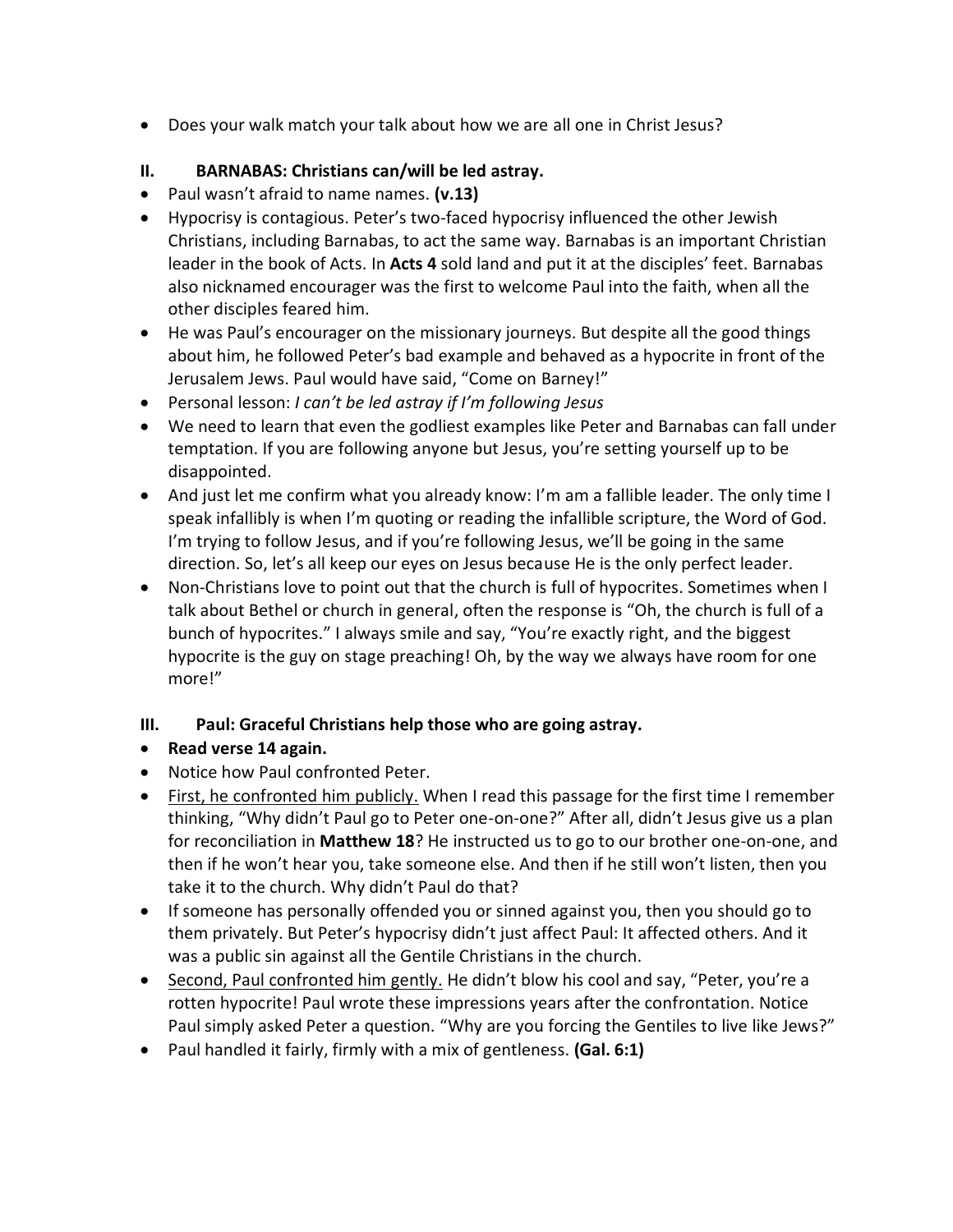- Does your walk match your talk about how we are all one in Christ Jesus?

## II. BARNABAS: Christians can/will be led astray.

- Paul wasn't afraid to name names. **(v.13)**
- Hypocrisy is contagious. Peter's two-faced hypocrisy influenced the other Jewish Christians, including Barnabas, to act the same way. Barnabas is an important Christian leader in the book of Acts. In **Acts 4** sold land and put it at the disciples' feet. Barnabas also nicknamed encourager was the first to welcome Paul into the faith, when all the other disciples feared him.
- He was Paul's encourager on the missionary journeys. But despite all the good things about him, he followed Peter's bad example and behaved as a hypocrite in front of the Jerusalem Jews. Paul would have said, "Come on Barney!"
- Personal lesson: *I can't be led astray if I'm following Jesus*
- We need to learn that even the godliest examples like Peter and Barnabas can fall under temptation. If you are following anyone but Jesus, you're setting yourself up to be disappointed.
- And just let me confirm what you already know: I'm am a fallible leader. The only time I speak infallibly is when I'm quoting or reading the infallible scripture, the Word of God. I'm trying to follow Jesus, and if you're following Jesus, we'll be going in the same direction. So, let's all keep our eyes on Jesus because He is the only perfect leader.
- Non-Christians love to point out that the church is full of hypocrites. Sometimes when I talk about Bethel or church in general, often the response is "Oh, the church is full of a bunch of hypocrites." I always smile and say, "You're exactly right, and the biggest hypocrite is the guy on stage preaching! Oh, by the way we always have room for one more!"

## III. Paul: Graceful Christians help those who are going astray.

- **Read verse 14 again.**
- Notice how Paul confronted Peter.
- <u>First, he confronted him publicly.</u> When I read this passage for the first time I remember thinking, "Why didn't Paul go to Peter one-on-one?" After all, didn't Jesus give us a plan for reconciliation in **Matthew 18**? He instructed us to go to our brother one-on-one, and then if he won't hear you, take someone else. And then if he still won't listen, then you take it to the church. Why didn't Paul do that?
- If someone has personally offended you or sinned against you, then you should go to them privately. But Peter's hypocrisy didn't just affect Paul: It affected others. And it was a public sin against all the Gentile Christians in the church.
- <u>Second, Paul confronted him gently.</u> He didn't blow his cool and say, "Peter, you're a rotten hypocrite! Paul wrote these impressions years after the confrontation. Notice Paul simply asked Peter a question. "Why are you forcing the Gentiles to live like Jews?"
- Paul handled it fairly, firmly with a mix of gentleness. **(Gal. 6:1)**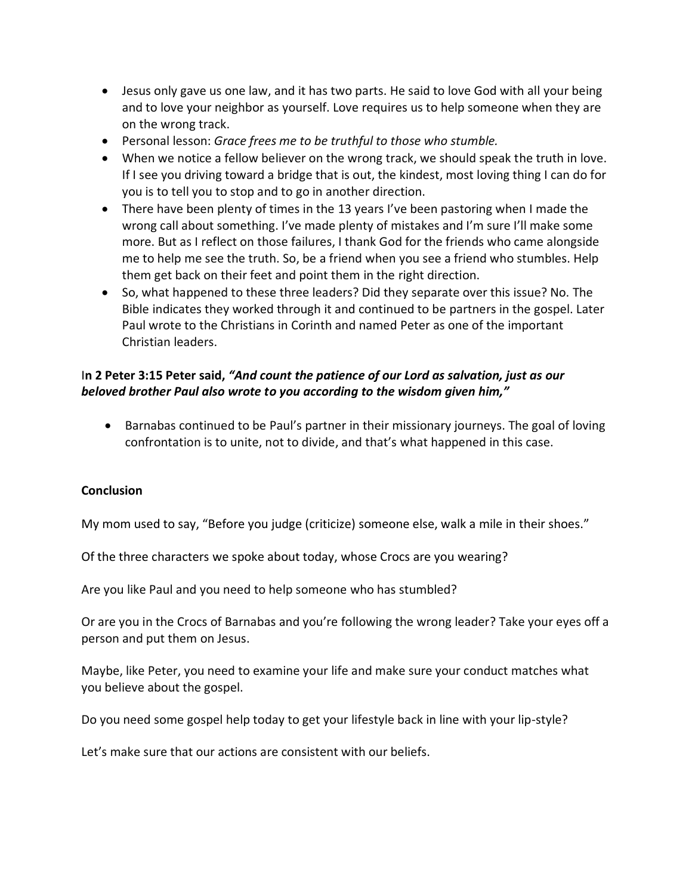- Jesus only gave us one law, and it has two parts. He said to love God with all your being and to love your neighbor as yourself. Love requires us to help someone when they are on the wrong track.
- Personal lesson: *Grace frees me to be truthful to those who stumble.*
- When we notice a fellow believer on the wrong track, we should speak the truth in love. If I see you driving toward a bridge that is out, the kindest, most loving thing I can do for you is to tell you to stop and to go in another direction.
- There have been plenty of times in the 13 years I've been pastoring when I made the wrong call about something. I've made plenty of mistakes and I'm sure I'll make some more. But as I reflect on those failures, I thank God for the friends who came alongside me to help me see the truth. So, be a friend when you see a friend who stumbles. Help them get back on their feet and point them in the right direction.
- So, what happened to these three leaders? Did they separate over this issue? No. The Bible indicates they worked through it and continued to be partners in the gospel. Later Paul wrote to the Christians in Corinth and named Peter as one of the important Christian leaders.

I**n 2 Peter 3:15 Peter said,** ***"And count the patience of our Lord as salvation, just as our beloved brother Paul also wrote to you according to the wisdom given him,"***

- Barnabas continued to be Paul's partner in their missionary journeys. The goal of loving confrontation is to unite, not to divide, and that's what happened in this case.

**Conclusion**

My mom used to say, "Before you judge (criticize) someone else, walk a mile in their shoes."

Of the three characters we spoke about today, whose Crocs are you wearing?

Are you like Paul and you need to help someone who has stumbled?

Or are you in the Crocs of Barnabas and you're following the wrong leader? Take your eyes off a person and put them on Jesus.

Maybe, like Peter, you need to examine your life and make sure your conduct matches what you believe about the gospel.

Do you need some gospel help today to get your lifestyle back in line with your lip-style?

Let's make sure that our actions are consistent with our beliefs.